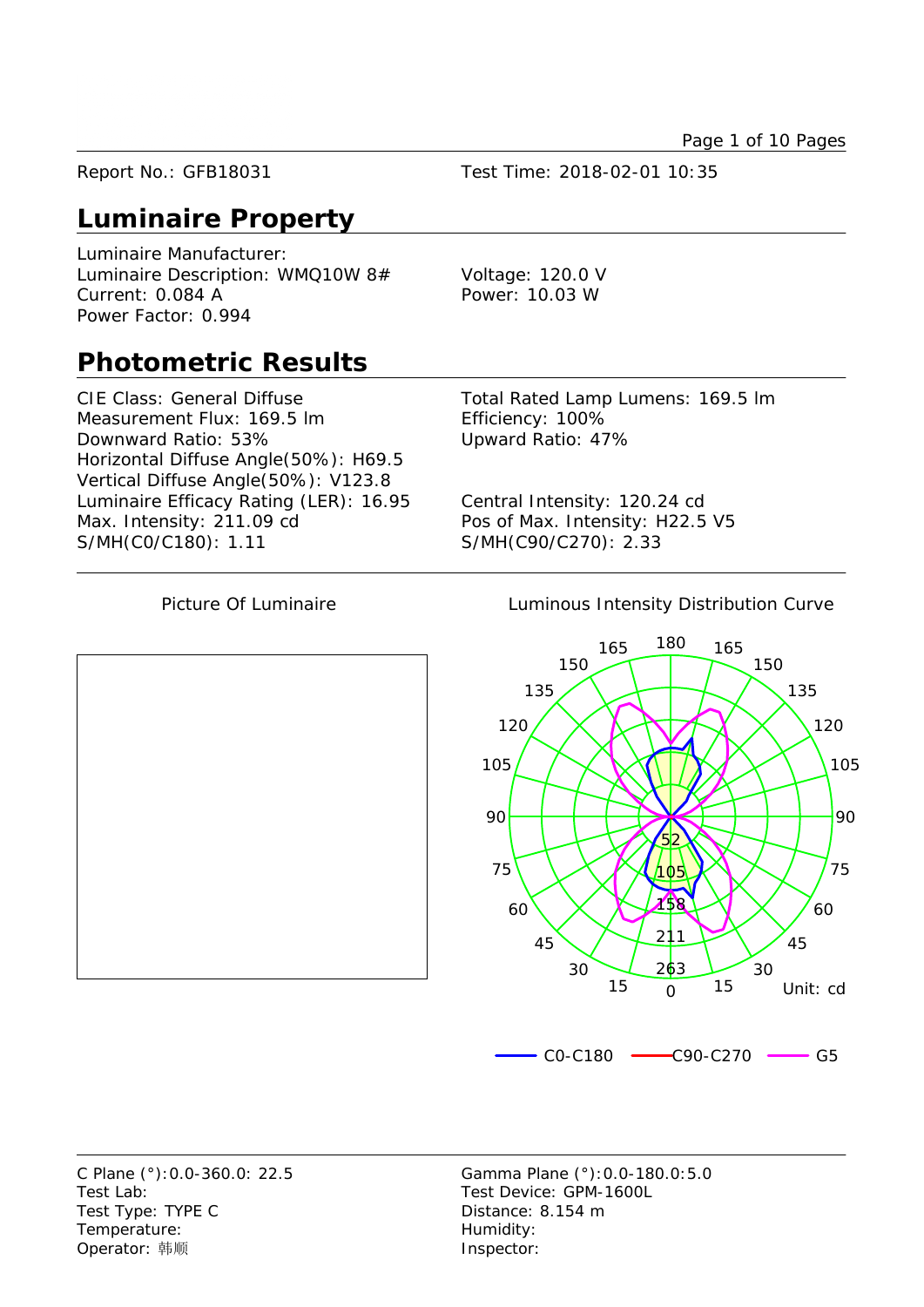Report No.: GFB18031 Test Time: 2018-02-01 10:35

## Luminaire Property

Luminaire Manufacturer:
Luminaire Description: WMQ10W 8#
Current: 0.084 A
Power Factor: 0.994
Voltage: 120.0 V
Power: 10.03 W

## Photometric Results

CIE Class: General Diffuse
Measurement Flux: 169.5 lm
Downward Ratio: 53%
Horizontal Diffuse Angle(50%): H69.5
Vertical Diffuse Angle(50%): V123.8
Luminaire Efficacy Rating (LER): 16.95
Max. Intensity: 211.09 cd
S/MH(C0/C180): 1.11

Total Rated Lamp Lumens: 169.5 lm
Efficiency: 100%
Upward Ratio: 47%

Central Intensity: 120.24 cd
Pos of Max. Intensity: H22.5 V5
S/MH(C90/C270): 2.33

Picture Of Luminaire

Luminous Intensity Distribution Curve

Unit: cd

C0-C180 C90-C270 G5

C Plane (°):0.0-360.0: 22.5
Test Lab:
Test Type: TYPE C
Temperature:
Operator: 韩顺

Gamma Plane (°):0.0-180.0:5.0
Test Device: GPM-1600L
Distance: 8.154 m
Humidity:
Inspector: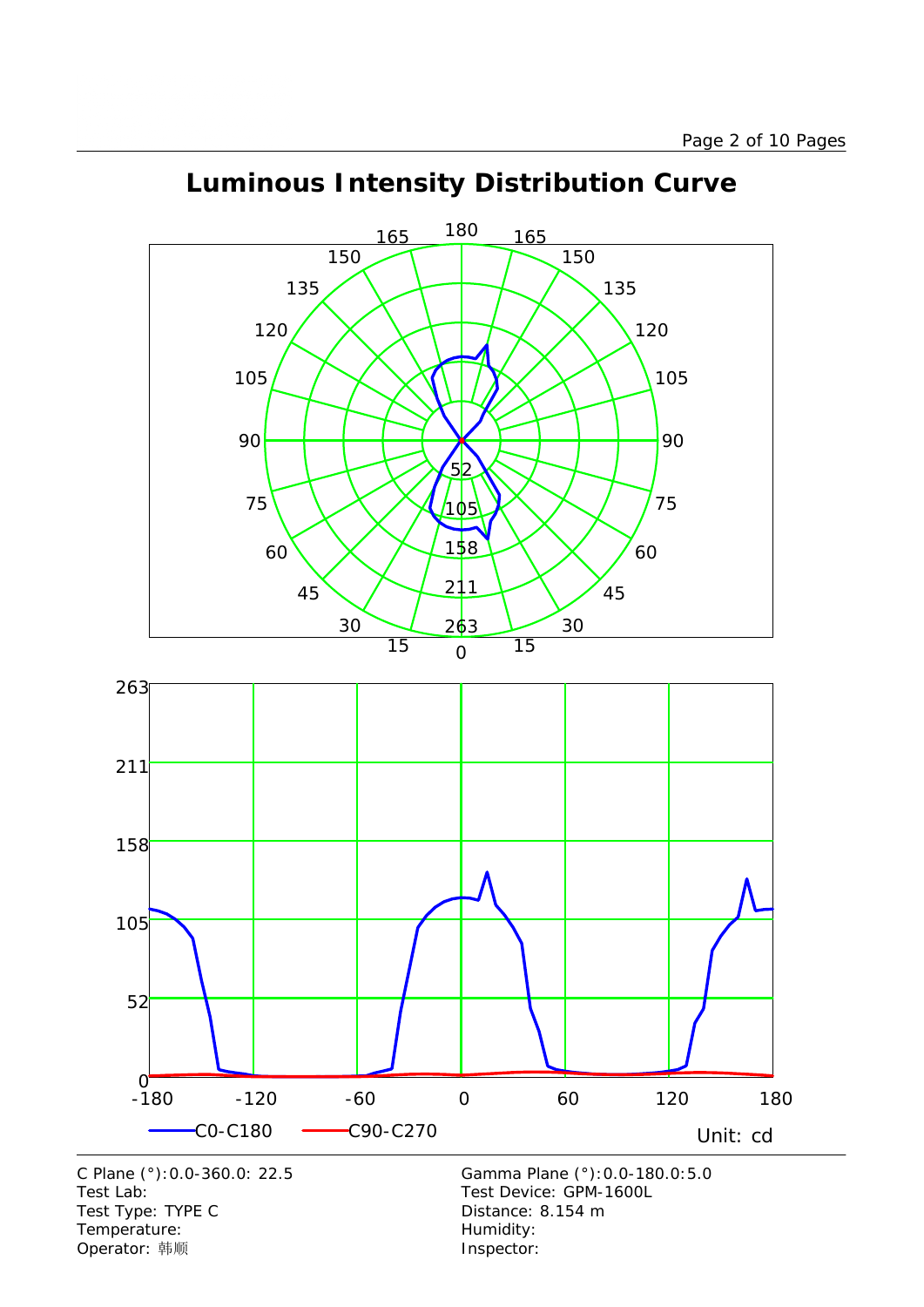# Luminous Intensity Distribution Curve

Unit: cd

C0-C180  C90-C270

C Plane (°):0.0-360.0: 22.5
Test Lab:
Test Type: TYPE C
Temperature:
Operator: 韩顺

Gamma Plane (°):0.0-180.0:5.0
Test Device: GPM-1600L
Distance: 8.154 m
Humidity:
Inspector: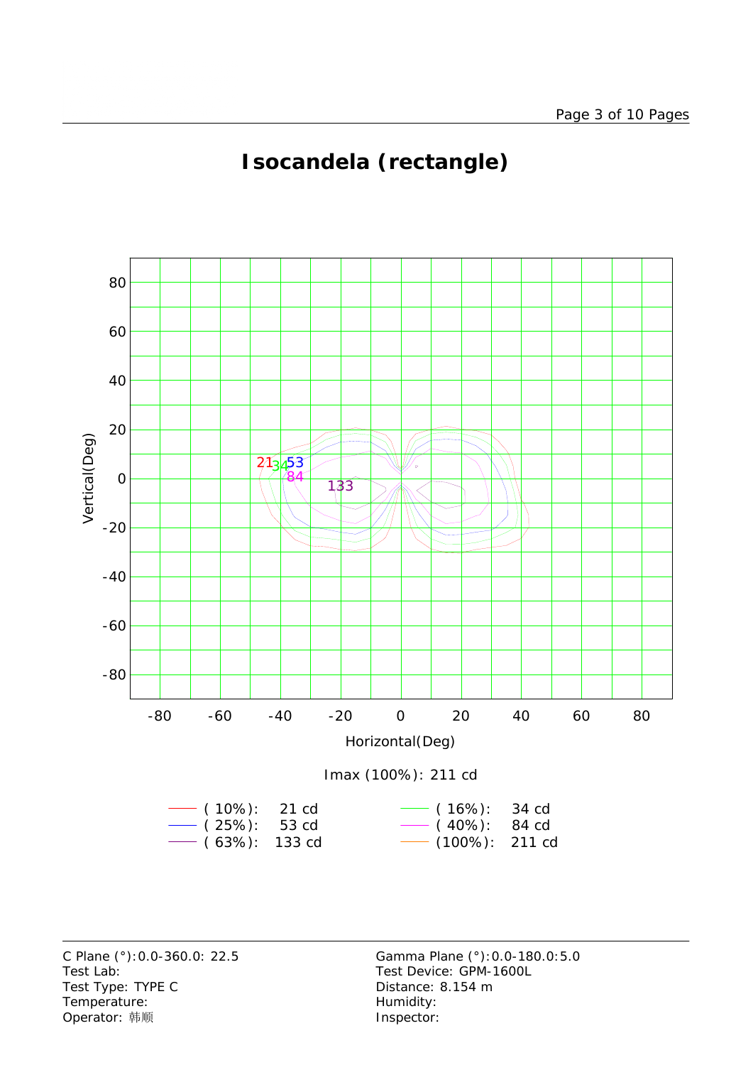# Isocandela (rectangle)

Imax (100%): 211 cd

| | | | |
|---|---|---|---|
| ( 10%): | 21 cd | ( 16%): | 34 cd |
| ( 25%): | 53 cd | ( 40%): | 84 cd |
| ( 63%): | 133 cd | (100%): | 211 cd |

C Plane (°):0.0-360.0: 22.5
Test Lab:
Test Type: TYPE C
Temperature:
Operator: 韩顺

Gamma Plane (°):0.0-180.0:5.0
Test Device: GPM-1600L
Distance: 8.154 m
Humidity:
Inspector: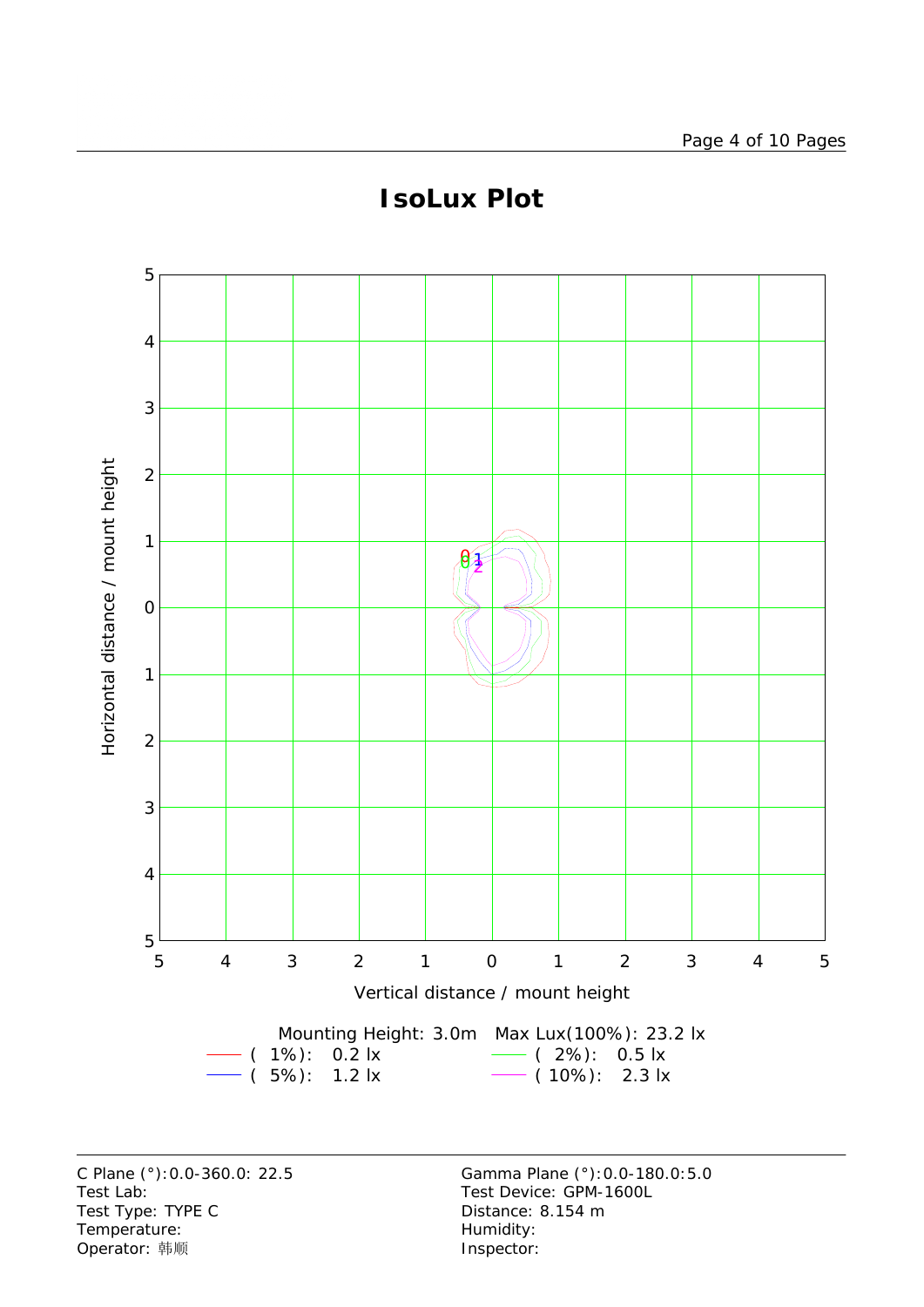# IsoLux Plot

Mounting Height: 3.0m    Max Lux(100%): 23.2 lx

| | |
|---|---|
| ( 1%): 0.2 lx | ( 2%): 0.5 lx |
| ( 5%): 1.2 lx | ( 10%): 2.3 lx |

| | |
|---|---|
| C Plane (°):0.0-360.0: 22.5 | Gamma Plane (°):0.0-180.0:5.0 |
| Test Lab: | Test Device: GPM-1600L |
| Test Type: TYPE C | Distance: 8.154 m |
| Temperature: | Humidity: |
| Operator: 韩顺 | Inspector: |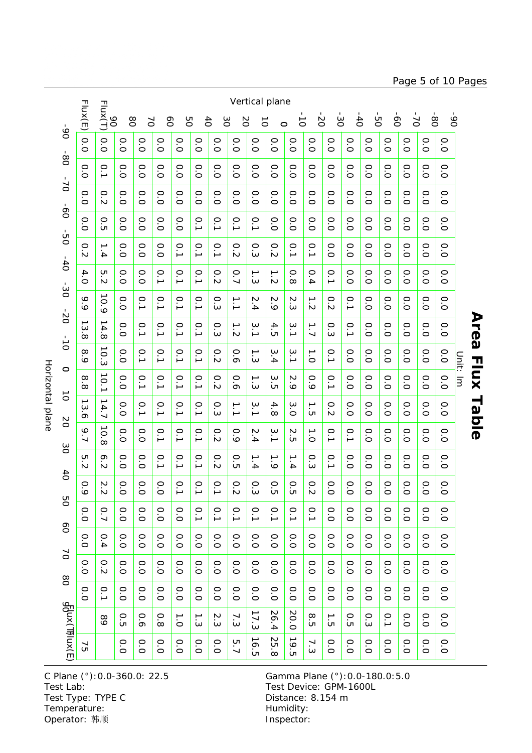# Area Flux Table

Unit: lm

Rows: Vertical plane (°); Columns: Horizontal plane (°)

| Vertical \ Horizontal | -90~-80 | -80~-70 | -70~-60 | -60~-50 | -50~-40 | -40~-30 | -30~-20 | -20~-10 | -10~0 | 0~10 | 10~20 | 20~30 | 30~40 | 40~50 | 50~60 | 60~70 | 70~80 | 80~90 | Flux(T) | Flux(E) |
|---|---|---|---|---|---|---|---|---|---|---|---|---|---|---|---|---|---|---|---|---|
| -90~-80 | 0.0 | 0.0 | 0.0 | 0.0 | 0.0 | 0.0 | 0.0 | 0.0 | 0.0 | 0.0 | 0.0 | 0.0 | 0.0 | 0.0 | 0.0 | 0.0 | 0.0 | 0.0 | 0.0 | 0.0 |
| -80~-70 | 0.0 | 0.0 | 0.0 | 0.0 | 0.0 | 0.0 | 0.0 | 0.0 | 0.0 | 0.0 | 0.0 | 0.0 | 0.0 | 0.0 | 0.0 | 0.0 | 0.0 | 0.0 | 0.0 | 0.0 |
| -70~-60 | 0.0 | 0.0 | 0.0 | 0.0 | 0.0 | 0.0 | 0.0 | 0.0 | 0.0 | 0.0 | 0.0 | 0.0 | 0.0 | 0.0 | 0.0 | 0.0 | 0.0 | 0.0 | 0.0 | 0.0 |
| -60~-50 | 0.0 | 0.0 | 0.0 | 0.0 | 0.0 | 0.0 | 0.0 | 0.0 | 0.0 | 0.0 | 0.0 | 0.0 | 0.0 | 0.0 | 0.0 | 0.0 | 0.0 | 0.0 | 0.1 | 0.0 |
| -50~-40 | 0.0 | 0.0 | 0.0 | 0.0 | 0.0 | 0.0 | 0.0 | 0.0 | 0.0 | 0.0 | 0.0 | 0.0 | 0.0 | 0.0 | 0.0 | 0.0 | 0.0 | 0.0 | 0.3 | 0.0 |
| -40~-30 | 0.0 | 0.0 | 0.0 | 0.0 | 0.0 | 0.0 | 0.1 | 0.1 | 0.0 | 0.0 | 0.0 | 0.1 | 0.0 | 0.0 | 0.0 | 0.0 | 0.0 | 0.0 | 0.5 | 0.0 |
| -30~-20 | 0.0 | 0.0 | 0.0 | 0.0 | 0.0 | 0.1 | 0.2 | 0.3 | 0.1 | 0.1 | 0.2 | 0.1 | 0.1 | 0.0 | 0.0 | 0.0 | 0.0 | 0.0 | 1.5 | 0.0 |
| -20~-10 | 0.0 | 0.0 | 0.0 | 0.0 | 0.1 | 0.4 | 1.2 | 1.7 | 1.0 | 0.9 | 1.5 | 1.0 | 0.3 | 0.2 | 0.1 | 0.0 | 0.0 | 0.0 | 8.5 | 7.3 |
| -10~0 | 0.0 | 0.0 | 0.0 | 0.0 | 0.1 | 0.8 | 2.3 | 3.1 | 3.1 | 2.9 | 3.0 | 2.5 | 1.4 | 0.5 | 0.1 | 0.0 | 0.0 | 0.0 | 20.0 | 19.5 |
| 0~10 | 0.0 | 0.0 | 0.0 | 0.0 | 0.2 | 1.2 | 2.9 | 4.5 | 3.4 | 3.5 | 4.8 | 3.1 | 1.9 | 0.5 | 0.1 | 0.0 | 0.0 | 0.0 | 26.4 | 25.8 |
| 10~20 | 0.0 | 0.0 | 0.0 | 0.1 | 0.3 | 1.3 | 2.4 | 3.1 | 1.3 | 1.3 | 3.1 | 2.4 | 1.4 | 0.3 | 0.1 | 0.0 | 0.0 | 0.0 | 17.3 | 16.5 |
| 20~30 | 0.0 | 0.0 | 0.0 | 0.1 | 0.2 | 0.7 | 1.1 | 1.2 | 0.6 | 0.6 | 1.1 | 0.9 | 0.5 | 0.2 | 0.1 | 0.0 | 0.0 | 0.0 | 7.3 | 5.7 |
| 30~40 | 0.0 | 0.0 | 0.0 | 0.1 | 0.1 | 0.2 | 0.3 | 0.3 | 0.2 | 0.2 | 0.3 | 0.2 | 0.2 | 0.1 | 0.1 | 0.0 | 0.0 | 0.0 | 2.3 | 0.0 |
| 40~50 | 0.0 | 0.0 | 0.0 | 0.1 | 0.1 | 0.1 | 0.1 | 0.1 | 0.1 | 0.1 | 0.1 | 0.1 | 0.1 | 0.1 | 0.1 | 0.0 | 0.0 | 0.0 | 1.3 | 0.0 |
| 50~60 | 0.0 | 0.0 | 0.0 | 0.0 | 0.1 | 0.1 | 0.1 | 0.1 | 0.1 | 0.1 | 0.1 | 0.1 | 0.1 | 0.1 | 0.0 | 0.0 | 0.0 | 0.0 | 1.0 | 0.0 |
| 60~70 | 0.0 | 0.0 | 0.0 | 0.0 | 0.0 | 0.1 | 0.1 | 0.1 | 0.1 | 0.1 | 0.1 | 0.1 | 0.1 | 0.0 | 0.0 | 0.0 | 0.0 | 0.0 | 0.8 | 0.0 |
| 70~80 | 0.0 | 0.0 | 0.0 | 0.0 | 0.0 | 0.0 | 0.1 | 0.1 | 0.1 | 0.1 | 0.1 | 0.0 | 0.0 | 0.0 | 0.0 | 0.0 | 0.0 | 0.0 | 0.6 | 0.0 |
| 80~90 | 0.0 | 0.0 | 0.0 | 0.0 | 0.0 | 0.0 | 0.0 | 0.0 | 0.0 | 0.0 | 0.0 | 0.0 | 0.0 | 0.0 | 0.0 | 0.0 | 0.0 | 0.0 | 0.5 | 0.0 |
| Flux(T) | 0.0 | 0.1 | 0.2 | 0.5 | 1.4 | 5.2 | 10.9 | 14.8 | 10.3 | 10.1 | 14.7 | 10.8 | 6.2 | 2.2 | 0.7 | 0.4 | 0.2 | 0.1 | 89 | |
| Flux(E) | 0.0 | 0.0 | 0.0 | 0.0 | 0.2 | 4.0 | 9.9 | 13.8 | 8.9 | 8.8 | 13.6 | 9.7 | 5.2 | 0.9 | 0.0 | 0.0 | 0.0 | 0.0 | | 75 |

C Plane (°):0.0-360.0: 22.5
Test Lab:
Test Type: TYPE C
Temperature:
Operator: 韩顺

Gamma Plane (°):0.0-180.0:5.0
Test Device: GPM-1600L
Distance: 8.154 m
Humidity:
Inspector: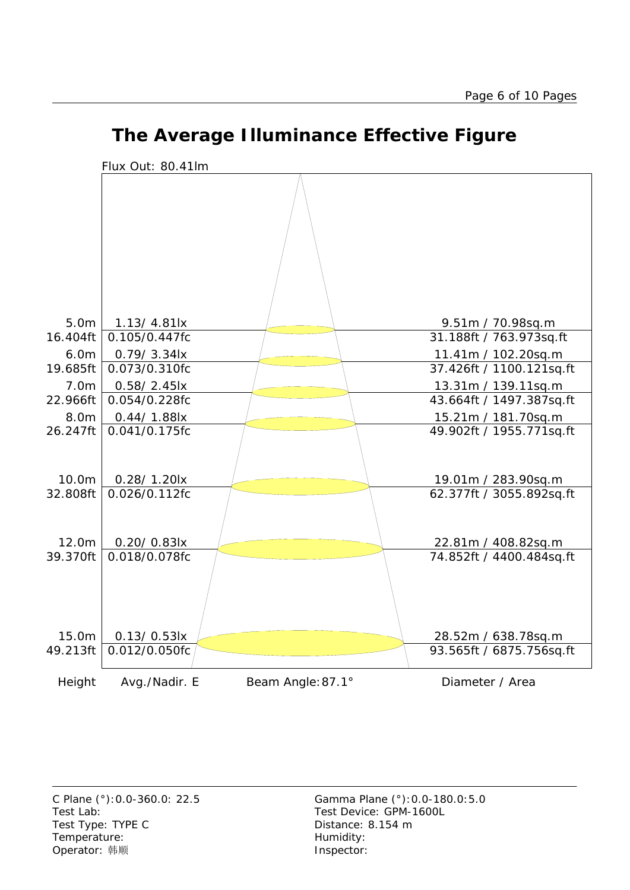# The Average Illuminance Effective Figure

Flux Out: 80.41lm

| Height | Avg./Nadir. E | Diameter / Area |
|---|---|---|
| 5.0m<br>16.404ft | 1.13/ 4.81lx<br>0.105/0.447fc | 9.51m / 70.98sq.m<br>31.188ft / 763.973sq.ft |
| 6.0m<br>19.685ft | 0.79/ 3.34lx<br>0.073/0.310fc | 11.41m / 102.20sq.m<br>37.426ft / 1100.121sq.ft |
| 7.0m<br>22.966ft | 0.58/ 2.45lx<br>0.054/0.228fc | 13.31m / 139.11sq.m<br>43.664ft / 1497.387sq.ft |
| 8.0m<br>26.247ft | 0.44/ 1.88lx<br>0.041/0.175fc | 15.21m / 181.70sq.m<br>49.902ft / 1955.771sq.ft |
| 10.0m<br>32.808ft | 0.28/ 1.20lx<br>0.026/0.112fc | 19.01m / 283.90sq.m<br>62.377ft / 3055.892sq.ft |
| 12.0m<br>39.370ft | 0.20/ 0.83lx<br>0.018/0.078fc | 22.81m / 408.82sq.m<br>74.852ft / 4400.484sq.ft |
| 15.0m<br>49.213ft | 0.13/ 0.53lx<br>0.012/0.050fc | 28.52m / 638.78sq.m<br>93.565ft / 6875.756sq.ft |

Beam Angle: 87.1°

C Plane (°):0.0-360.0: 22.5
Test Lab:
Test Type: TYPE C
Temperature:
Operator: 韩顺

Gamma Plane (°):0.0-180.0:5.0
Test Device: GPM-1600L
Distance: 8.154 m
Humidity:
Inspector: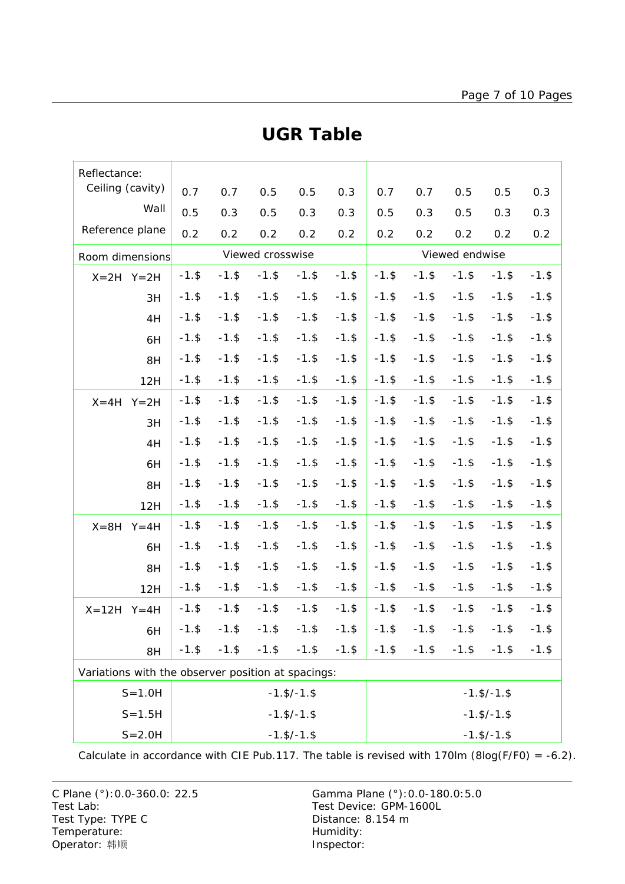# UGR Table

| Reflectance: | | | | | | | | | | | |
|---|---|---|---|---|---|---|---|---|---|---|---|
| Ceiling (cavity) | | 0.7 | 0.7 | 0.5 | 0.5 | 0.3 | 0.7 | 0.7 | 0.5 | 0.5 | 0.3 |
| Wall | | 0.5 | 0.3 | 0.5 | 0.3 | 0.3 | 0.5 | 0.3 | 0.5 | 0.3 | 0.3 |
| Reference plane | | 0.2 | 0.2 | 0.2 | 0.2 | 0.2 | 0.2 | 0.2 | 0.2 | 0.2 | 0.2 |
| Room dimensions | | Viewed crosswise | | | | | Viewed endwise | | | | |
| X=2H | Y=2H | -1.$ | -1.$ | -1.$ | -1.$ | -1.$ | -1.$ | -1.$ | -1.$ | -1.$ | -1.$ |
| | 3H | -1.$ | -1.$ | -1.$ | -1.$ | -1.$ | -1.$ | -1.$ | -1.$ | -1.$ | -1.$ |
| | 4H | -1.$ | -1.$ | -1.$ | -1.$ | -1.$ | -1.$ | -1.$ | -1.$ | -1.$ | -1.$ |
| | 6H | -1.$ | -1.$ | -1.$ | -1.$ | -1.$ | -1.$ | -1.$ | -1.$ | -1.$ | -1.$ |
| | 8H | -1.$ | -1.$ | -1.$ | -1.$ | -1.$ | -1.$ | -1.$ | -1.$ | -1.$ | -1.$ |
| | 12H | -1.$ | -1.$ | -1.$ | -1.$ | -1.$ | -1.$ | -1.$ | -1.$ | -1.$ | -1.$ |
| X=4H | Y=2H | -1.$ | -1.$ | -1.$ | -1.$ | -1.$ | -1.$ | -1.$ | -1.$ | -1.$ | -1.$ |
| | 3H | -1.$ | -1.$ | -1.$ | -1.$ | -1.$ | -1.$ | -1.$ | -1.$ | -1.$ | -1.$ |
| | 4H | -1.$ | -1.$ | -1.$ | -1.$ | -1.$ | -1.$ | -1.$ | -1.$ | -1.$ | -1.$ |
| | 6H | -1.$ | -1.$ | -1.$ | -1.$ | -1.$ | -1.$ | -1.$ | -1.$ | -1.$ | -1.$ |
| | 8H | -1.$ | -1.$ | -1.$ | -1.$ | -1.$ | -1.$ | -1.$ | -1.$ | -1.$ | -1.$ |
| | 12H | -1.$ | -1.$ | -1.$ | -1.$ | -1.$ | -1.$ | -1.$ | -1.$ | -1.$ | -1.$ |
| X=8H | Y=4H | -1.$ | -1.$ | -1.$ | -1.$ | -1.$ | -1.$ | -1.$ | -1.$ | -1.$ | -1.$ |
| | 6H | -1.$ | -1.$ | -1.$ | -1.$ | -1.$ | -1.$ | -1.$ | -1.$ | -1.$ | -1.$ |
| | 8H | -1.$ | -1.$ | -1.$ | -1.$ | -1.$ | -1.$ | -1.$ | -1.$ | -1.$ | -1.$ |
| | 12H | -1.$ | -1.$ | -1.$ | -1.$ | -1.$ | -1.$ | -1.$ | -1.$ | -1.$ | -1.$ |
| X=12H | Y=4H | -1.$ | -1.$ | -1.$ | -1.$ | -1.$ | -1.$ | -1.$ | -1.$ | -1.$ | -1.$ |
| | 6H | -1.$ | -1.$ | -1.$ | -1.$ | -1.$ | -1.$ | -1.$ | -1.$ | -1.$ | -1.$ |
| | 8H | -1.$ | -1.$ | -1.$ | -1.$ | -1.$ | -1.$ | -1.$ | -1.$ | -1.$ | -1.$ |
| Variations with the observer position at spacings: | | | | | | | | | | | |
| S=1.0H | | -1.$/-1.$ | | | | | -1.$/-1.$ | | | | |
| S=1.5H | | -1.$/-1.$ | | | | | -1.$/-1.$ | | | | |
| S=2.0H | | -1.$/-1.$ | | | | | -1.$/-1.$ | | | | |

Calculate in accordance with CIE Pub.117. The table is revised with 170lm (8log(F/F0) = -6.2).

C Plane (°):0.0-360.0: 22.5
Test Lab:
Test Type: TYPE C
Temperature:
Operator: 韩顺

Gamma Plane (°):0.0-180.0:5.0
Test Device: GPM-1600L
Distance: 8.154 m
Humidity:
Inspector: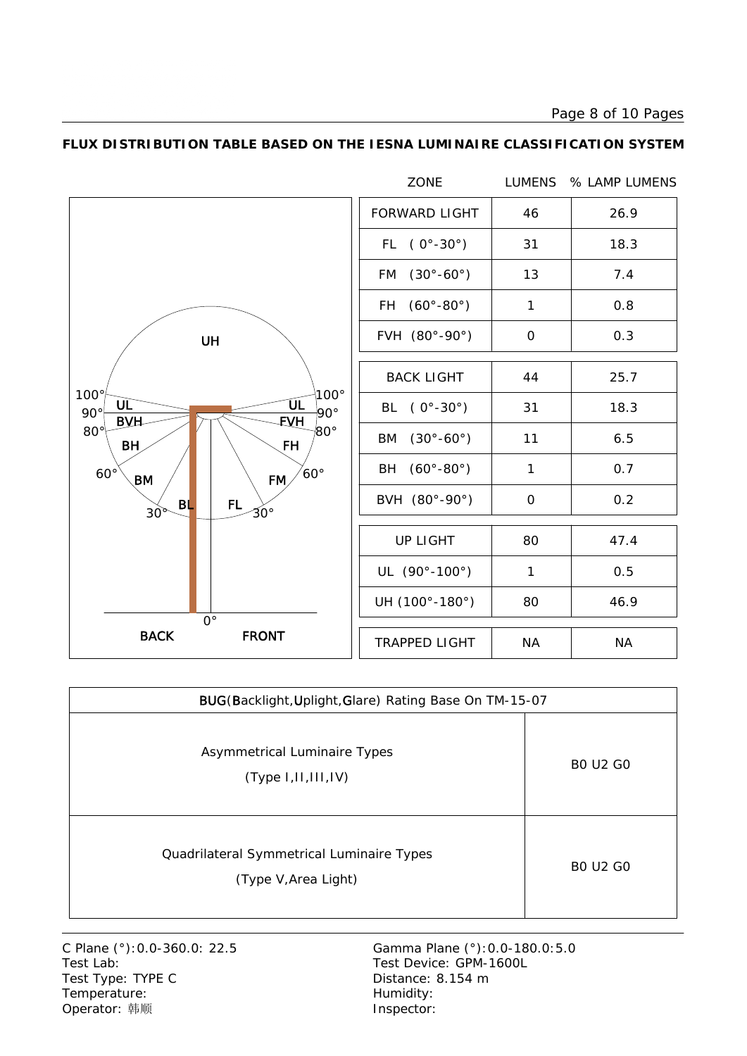**FLUX DISTRIBUTION TABLE BASED ON THE IESNA LUMINAIRE CLASSIFICATION SYSTEM**

| ZONE | LUMENS | % LAMP LUMENS |
|---|---|---|
| FORWARD LIGHT | 46 | 26.9 |
| FL ( 0°-30°) | 31 | 18.3 |
| FM (30°-60°) | 13 | 7.4 |
| FH (60°-80°) | 1 | 0.8 |
| FVH (80°-90°) | 0 | 0.3 |
| BACK LIGHT | 44 | 25.7 |
| BL ( 0°-30°) | 31 | 18.3 |
| BM (30°-60°) | 11 | 6.5 |
| BH (60°-80°) | 1 | 0.7 |
| BVH (80°-90°) | 0 | 0.2 |
| UP LIGHT | 80 | 47.4 |
| UL (90°-100°) | 1 | 0.5 |
| UH (100°-180°) | 80 | 46.9 |
| TRAPPED LIGHT | NA | NA |

| BUG(Backlight,Uplight,Glare) Rating Base On TM-15-07 | |
|---|---|
| Asymmetrical Luminaire Types (Type I,II,III,IV) | B0 U2 G0 |
| Quadrilateral Symmetrical Luminaire Types (Type V,Area Light) | B0 U2 G0 |

C Plane (°):0.0-360.0: 22.5
Test Lab:
Test Type: TYPE C
Temperature:
Operator: 韩顺

Gamma Plane (°):0.0-180.0:5.0
Test Device: GPM-1600L
Distance: 8.154 m
Humidity:
Inspector: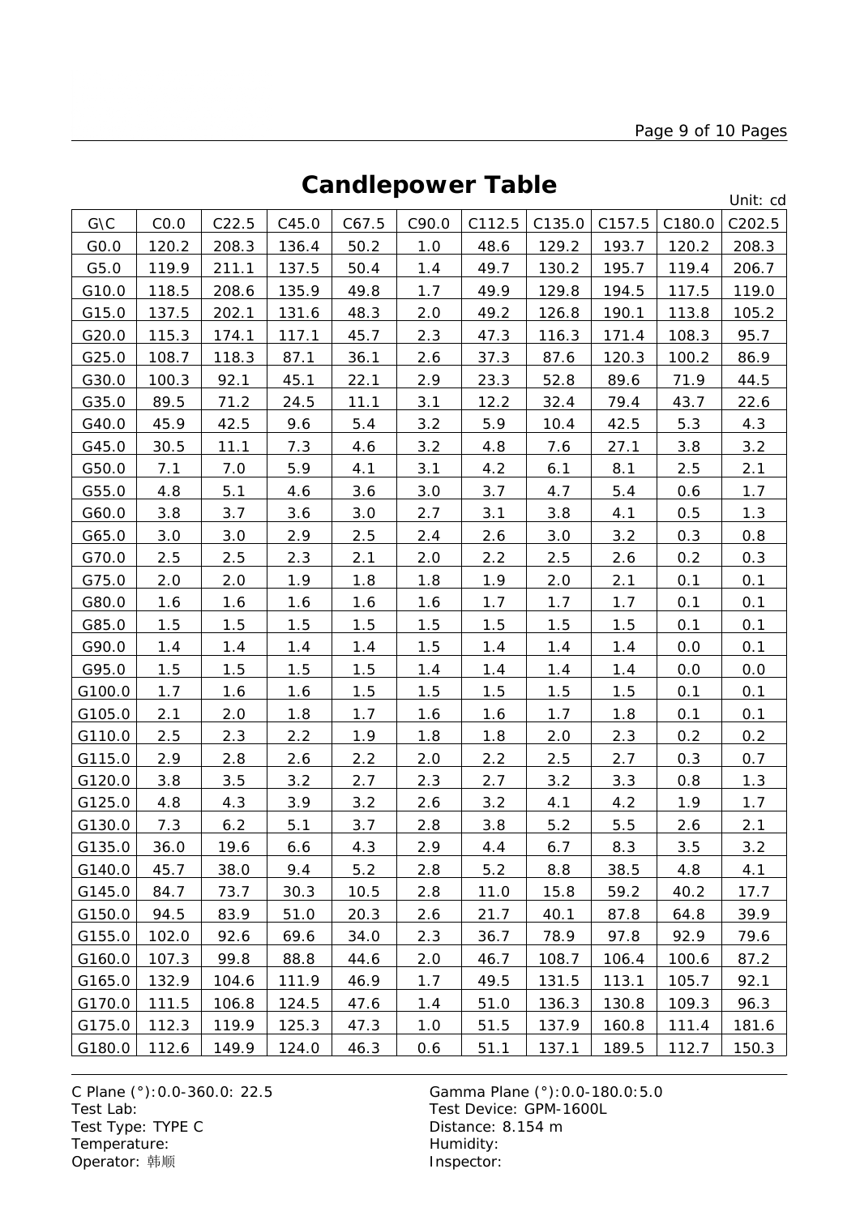# Candlepower Table

Unit: cd

| G\C | C0.0 | C22.5 | C45.0 | C67.5 | C90.0 | C112.5 | C135.0 | C157.5 | C180.0 | C202.5 |
|---|---|---|---|---|---|---|---|---|---|---|
| G0.0 | 120.2 | 208.3 | 136.4 | 50.2 | 1.0 | 48.6 | 129.2 | 193.7 | 120.2 | 208.3 |
| G5.0 | 119.9 | 211.1 | 137.5 | 50.4 | 1.4 | 49.7 | 130.2 | 195.7 | 119.4 | 206.7 |
| G10.0 | 118.5 | 208.6 | 135.9 | 49.8 | 1.7 | 49.9 | 129.8 | 194.5 | 117.5 | 119.0 |
| G15.0 | 137.5 | 202.1 | 131.6 | 48.3 | 2.0 | 49.2 | 126.8 | 190.1 | 113.8 | 105.2 |
| G20.0 | 115.3 | 174.1 | 117.1 | 45.7 | 2.3 | 47.3 | 116.3 | 171.4 | 108.3 | 95.7 |
| G25.0 | 108.7 | 118.3 | 87.1 | 36.1 | 2.6 | 37.3 | 87.6 | 120.3 | 100.2 | 86.9 |
| G30.0 | 100.3 | 92.1 | 45.1 | 22.1 | 2.9 | 23.3 | 52.8 | 89.6 | 71.9 | 44.5 |
| G35.0 | 89.5 | 71.2 | 24.5 | 11.1 | 3.1 | 12.2 | 32.4 | 79.4 | 43.7 | 22.6 |
| G40.0 | 45.9 | 42.5 | 9.6 | 5.4 | 3.2 | 5.9 | 10.4 | 42.5 | 5.3 | 4.3 |
| G45.0 | 30.5 | 11.1 | 7.3 | 4.6 | 3.2 | 4.8 | 7.6 | 27.1 | 3.8 | 3.2 |
| G50.0 | 7.1 | 7.0 | 5.9 | 4.1 | 3.1 | 4.2 | 6.1 | 8.1 | 2.5 | 2.1 |
| G55.0 | 4.8 | 5.1 | 4.6 | 3.6 | 3.0 | 3.7 | 4.7 | 5.4 | 0.6 | 1.7 |
| G60.0 | 3.8 | 3.7 | 3.6 | 3.0 | 2.7 | 3.1 | 3.8 | 4.1 | 0.5 | 1.3 |
| G65.0 | 3.0 | 3.0 | 2.9 | 2.5 | 2.4 | 2.6 | 3.0 | 3.2 | 0.3 | 0.8 |
| G70.0 | 2.5 | 2.5 | 2.3 | 2.1 | 2.0 | 2.2 | 2.5 | 2.6 | 0.2 | 0.3 |
| G75.0 | 2.0 | 2.0 | 1.9 | 1.8 | 1.8 | 1.9 | 2.0 | 2.1 | 0.1 | 0.1 |
| G80.0 | 1.6 | 1.6 | 1.6 | 1.6 | 1.6 | 1.7 | 1.7 | 1.7 | 0.1 | 0.1 |
| G85.0 | 1.5 | 1.5 | 1.5 | 1.5 | 1.5 | 1.5 | 1.5 | 1.5 | 0.1 | 0.1 |
| G90.0 | 1.4 | 1.4 | 1.4 | 1.4 | 1.5 | 1.4 | 1.4 | 1.4 | 0.0 | 0.1 |
| G95.0 | 1.5 | 1.5 | 1.5 | 1.5 | 1.4 | 1.4 | 1.4 | 1.4 | 0.0 | 0.0 |
| G100.0 | 1.7 | 1.6 | 1.6 | 1.5 | 1.5 | 1.5 | 1.5 | 1.5 | 0.1 | 0.1 |
| G105.0 | 2.1 | 2.0 | 1.8 | 1.7 | 1.6 | 1.6 | 1.7 | 1.8 | 0.1 | 0.1 |
| G110.0 | 2.5 | 2.3 | 2.2 | 1.9 | 1.8 | 1.8 | 2.0 | 2.3 | 0.2 | 0.2 |
| G115.0 | 2.9 | 2.8 | 2.6 | 2.2 | 2.0 | 2.2 | 2.5 | 2.7 | 0.3 | 0.7 |
| G120.0 | 3.8 | 3.5 | 3.2 | 2.7 | 2.3 | 2.7 | 3.2 | 3.3 | 0.8 | 1.3 |
| G125.0 | 4.8 | 4.3 | 3.9 | 3.2 | 2.6 | 3.2 | 4.1 | 4.2 | 1.9 | 1.7 |
| G130.0 | 7.3 | 6.2 | 5.1 | 3.7 | 2.8 | 3.8 | 5.2 | 5.5 | 2.6 | 2.1 |
| G135.0 | 36.0 | 19.6 | 6.6 | 4.3 | 2.9 | 4.4 | 6.7 | 8.3 | 3.5 | 3.2 |
| G140.0 | 45.7 | 38.0 | 9.4 | 5.2 | 2.8 | 5.2 | 8.8 | 38.5 | 4.8 | 4.1 |
| G145.0 | 84.7 | 73.7 | 30.3 | 10.5 | 2.8 | 11.0 | 15.8 | 59.2 | 40.2 | 17.7 |
| G150.0 | 94.5 | 83.9 | 51.0 | 20.3 | 2.6 | 21.7 | 40.1 | 87.8 | 64.8 | 39.9 |
| G155.0 | 102.0 | 92.6 | 69.6 | 34.0 | 2.3 | 36.7 | 78.9 | 97.8 | 92.9 | 79.6 |
| G160.0 | 107.3 | 99.8 | 88.8 | 44.6 | 2.0 | 46.7 | 108.7 | 106.4 | 100.6 | 87.2 |
| G165.0 | 132.9 | 104.6 | 111.9 | 46.9 | 1.7 | 49.5 | 131.5 | 113.1 | 105.7 | 92.1 |
| G170.0 | 111.5 | 106.8 | 124.5 | 47.6 | 1.4 | 51.0 | 136.3 | 130.8 | 109.3 | 96.3 |
| G175.0 | 112.3 | 119.9 | 125.3 | 47.3 | 1.0 | 51.5 | 137.9 | 160.8 | 111.4 | 181.6 |
| G180.0 | 112.6 | 149.9 | 124.0 | 46.3 | 0.6 | 51.1 | 137.1 | 189.5 | 112.7 | 150.3 |

C Plane (°):0.0-360.0: 22.5
Gamma Plane (°):0.0-180.0:5.0
Test Lab:
Test Device: GPM-1600L
Test Type: TYPE C
Distance: 8.154 m
Temperature:
Humidity:
Operator: 韩顺
Inspector: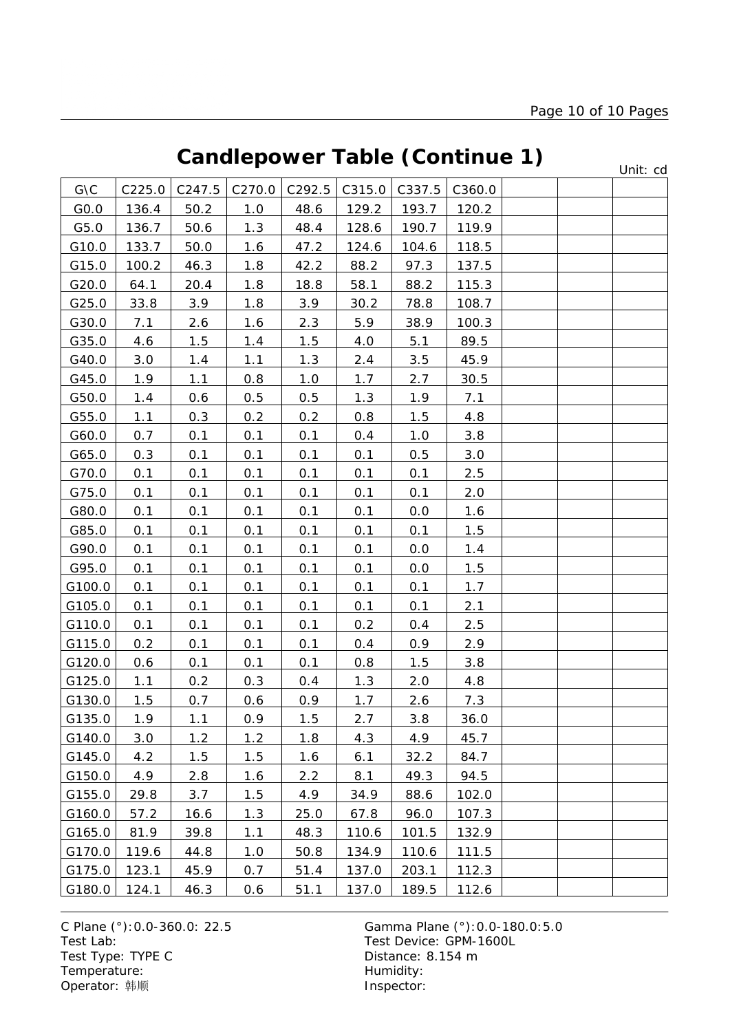# Candlepower Table (Continue 1)

Unit: cd

| G\C | C225.0 | C247.5 | C270.0 | C292.5 | C315.0 | C337.5 | C360.0 | | | |
|---|---|---|---|---|---|---|---|---|---|---|
| G0.0 | 136.4 | 50.2 | 1.0 | 48.6 | 129.2 | 193.7 | 120.2 | | | |
| G5.0 | 136.7 | 50.6 | 1.3 | 48.4 | 128.6 | 190.7 | 119.9 | | | |
| G10.0 | 133.7 | 50.0 | 1.6 | 47.2 | 124.6 | 104.6 | 118.5 | | | |
| G15.0 | 100.2 | 46.3 | 1.8 | 42.2 | 88.2 | 97.3 | 137.5 | | | |
| G20.0 | 64.1 | 20.4 | 1.8 | 18.8 | 58.1 | 88.2 | 115.3 | | | |
| G25.0 | 33.8 | 3.9 | 1.8 | 3.9 | 30.2 | 78.8 | 108.7 | | | |
| G30.0 | 7.1 | 2.6 | 1.6 | 2.3 | 5.9 | 38.9 | 100.3 | | | |
| G35.0 | 4.6 | 1.5 | 1.4 | 1.5 | 4.0 | 5.1 | 89.5 | | | |
| G40.0 | 3.0 | 1.4 | 1.1 | 1.3 | 2.4 | 3.5 | 45.9 | | | |
| G45.0 | 1.9 | 1.1 | 0.8 | 1.0 | 1.7 | 2.7 | 30.5 | | | |
| G50.0 | 1.4 | 0.6 | 0.5 | 0.5 | 1.3 | 1.9 | 7.1 | | | |
| G55.0 | 1.1 | 0.3 | 0.2 | 0.2 | 0.8 | 1.5 | 4.8 | | | |
| G60.0 | 0.7 | 0.1 | 0.1 | 0.1 | 0.4 | 1.0 | 3.8 | | | |
| G65.0 | 0.3 | 0.1 | 0.1 | 0.1 | 0.1 | 0.5 | 3.0 | | | |
| G70.0 | 0.1 | 0.1 | 0.1 | 0.1 | 0.1 | 0.1 | 2.5 | | | |
| G75.0 | 0.1 | 0.1 | 0.1 | 0.1 | 0.1 | 0.1 | 2.0 | | | |
| G80.0 | 0.1 | 0.1 | 0.1 | 0.1 | 0.1 | 0.0 | 1.6 | | | |
| G85.0 | 0.1 | 0.1 | 0.1 | 0.1 | 0.1 | 0.1 | 1.5 | | | |
| G90.0 | 0.1 | 0.1 | 0.1 | 0.1 | 0.1 | 0.0 | 1.4 | | | |
| G95.0 | 0.1 | 0.1 | 0.1 | 0.1 | 0.1 | 0.0 | 1.5 | | | |
| G100.0 | 0.1 | 0.1 | 0.1 | 0.1 | 0.1 | 0.1 | 1.7 | | | |
| G105.0 | 0.1 | 0.1 | 0.1 | 0.1 | 0.1 | 0.1 | 2.1 | | | |
| G110.0 | 0.1 | 0.1 | 0.1 | 0.1 | 0.2 | 0.4 | 2.5 | | | |
| G115.0 | 0.2 | 0.1 | 0.1 | 0.1 | 0.4 | 0.9 | 2.9 | | | |
| G120.0 | 0.6 | 0.1 | 0.1 | 0.1 | 0.8 | 1.5 | 3.8 | | | |
| G125.0 | 1.1 | 0.2 | 0.3 | 0.4 | 1.3 | 2.0 | 4.8 | | | |
| G130.0 | 1.5 | 0.7 | 0.6 | 0.9 | 1.7 | 2.6 | 7.3 | | | |
| G135.0 | 1.9 | 1.1 | 0.9 | 1.5 | 2.7 | 3.8 | 36.0 | | | |
| G140.0 | 3.0 | 1.2 | 1.2 | 1.8 | 4.3 | 4.9 | 45.7 | | | |
| G145.0 | 4.2 | 1.5 | 1.5 | 1.6 | 6.1 | 32.2 | 84.7 | | | |
| G150.0 | 4.9 | 2.8 | 1.6 | 2.2 | 8.1 | 49.3 | 94.5 | | | |
| G155.0 | 29.8 | 3.7 | 1.5 | 4.9 | 34.9 | 88.6 | 102.0 | | | |
| G160.0 | 57.2 | 16.6 | 1.3 | 25.0 | 67.8 | 96.0 | 107.3 | | | |
| G165.0 | 81.9 | 39.8 | 1.1 | 48.3 | 110.6 | 101.5 | 132.9 | | | |
| G170.0 | 119.6 | 44.8 | 1.0 | 50.8 | 134.9 | 110.6 | 111.5 | | | |
| G175.0 | 123.1 | 45.9 | 0.7 | 51.4 | 137.0 | 203.1 | 112.3 | | | |
| G180.0 | 124.1 | 46.3 | 0.6 | 51.1 | 137.0 | 189.5 | 112.6 | | | |

C Plane (°):0.0-360.0: 22.5
Gamma Plane (°):0.0-180.0:5.0
Test Lab:
Test Device: GPM-1600L
Test Type: TYPE C
Distance: 8.154 m
Temperature:
Humidity:
Operator: 韩顺
Inspector: